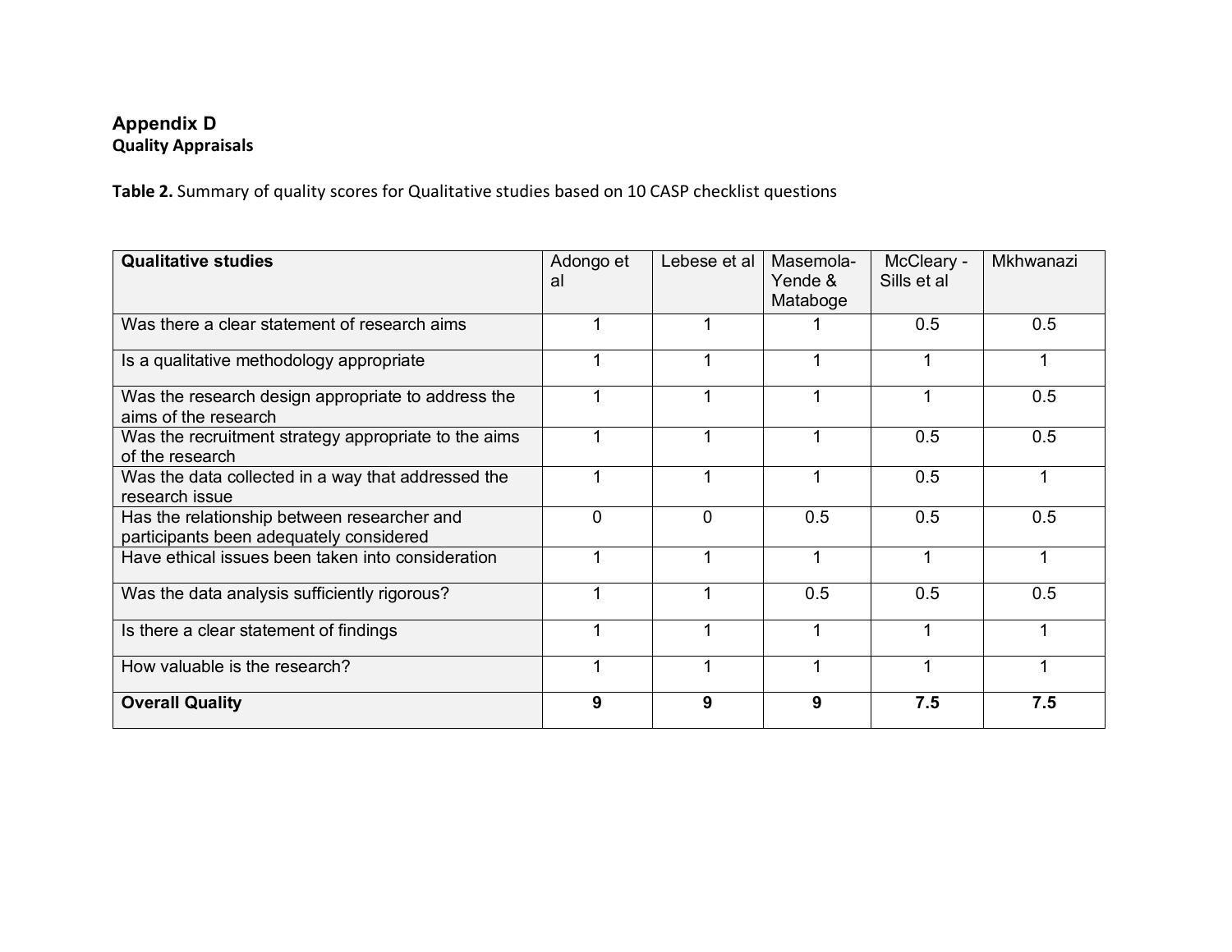# Appendix D

## Quality Appraisals

**Table 2.** Summary of quality scores for Qualitative studies based on 10 CASP checklist questions

| **Qualitative studies** | Adongo et al | Lebese et al | Masemola-Yende & Mataboge | McCleary - Sills et al | Mkhwanazi |
|---|---|---|---|---|---|
| Was there a clear statement of research aims | 1 | 1 | 1 | 0.5 | 0.5 |
| Is a qualitative methodology appropriate | 1 | 1 | 1 | 1 | 1 |
| Was the research design appropriate to address the aims of the research | 1 | 1 | 1 | 1 | 0.5 |
| Was the recruitment strategy appropriate to the aims of the research | 1 | 1 | 1 | 0.5 | 0.5 |
| Was the data collected in a way that addressed the research issue | 1 | 1 | 1 | 0.5 | 1 |
| Has the relationship between researcher and participants been adequately considered | 0 | 0 | 0.5 | 0.5 | 0.5 |
| Have ethical issues been taken into consideration | 1 | 1 | 1 | 1 | 1 |
| Was the data analysis sufficiently rigorous? | 1 | 1 | 0.5 | 0.5 | 0.5 |
| Is there a clear statement of findings | 1 | 1 | 1 | 1 | 1 |
| How valuable is the research? | 1 | 1 | 1 | 1 | 1 |
| **Overall Quality** | **9** | **9** | **9** | **7.5** | **7.5** |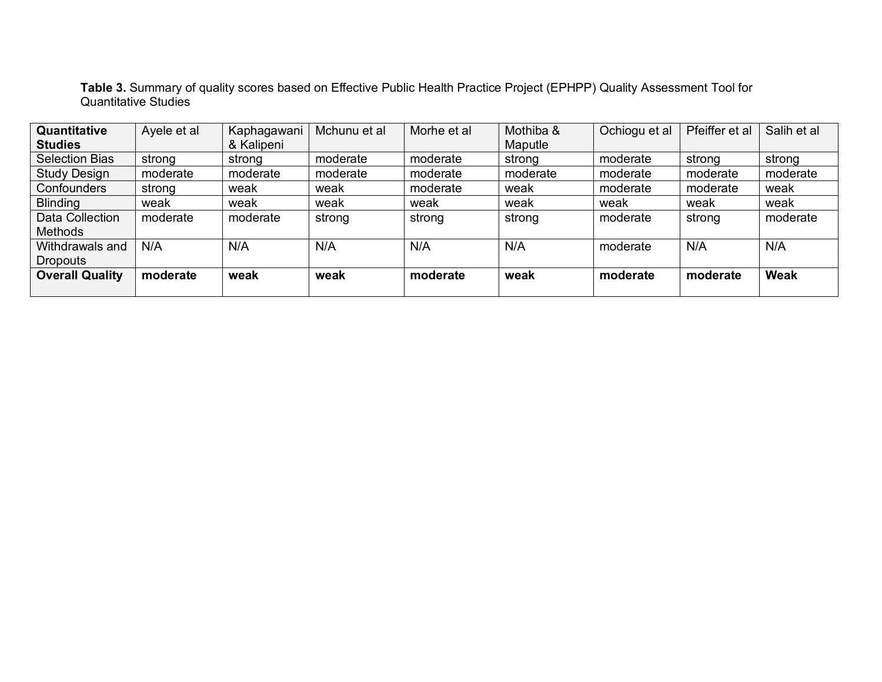**Table 3.** Summary of quality scores based on Effective Public Health Practice Project (EPHPP) Quality Assessment Tool for Quantitative Studies

| **Quantitative Studies** | Ayele et al | Kaphagawani & Kalipeni | Mchunu et al | Morhe et al | Mothiba & Maputle | Ochiogu et al | Pfeiffer et al | Salih et al |
|---|---|---|---|---|---|---|---|---|
| Selection Bias | strong | strong | moderate | moderate | strong | moderate | strong | strong |
| Study Design | moderate | moderate | moderate | moderate | moderate | moderate | moderate | moderate |
| Confounders | strong | weak | weak | moderate | weak | moderate | moderate | weak |
| Blinding | weak | weak | weak | weak | weak | weak | weak | weak |
| Data Collection Methods | moderate | moderate | strong | strong | strong | moderate | strong | moderate |
| Withdrawals and Dropouts | N/A | N/A | N/A | N/A | N/A | moderate | N/A | N/A |
| **Overall Quality** | **moderate** | **weak** | **weak** | **moderate** | **weak** | **moderate** | **moderate** | **Weak** |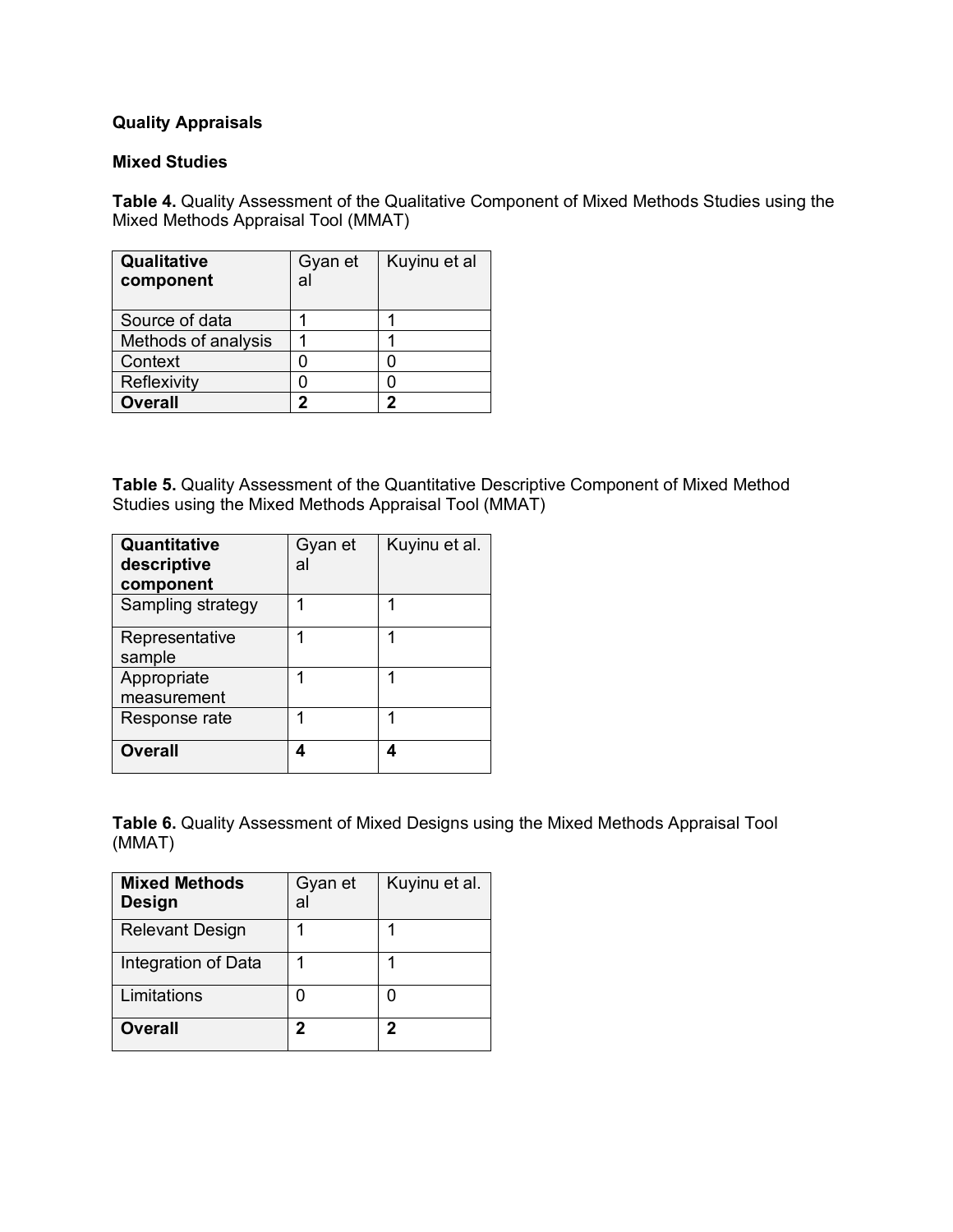**Quality Appraisals**

**Mixed Studies**

**Table 4.** Quality Assessment of the Qualitative Component of Mixed Methods Studies using the Mixed Methods Appraisal Tool (MMAT)

| **Qualitative component** | Gyan et al | Kuyinu et al |
|---|---|---|
| Source of data | 1 | 1 |
| Methods of analysis | 1 | 1 |
| Context | 0 | 0 |
| Reflexivity | 0 | 0 |
| **Overall** | **2** | **2** |

**Table 5.** Quality Assessment of the Quantitative Descriptive Component of Mixed Method Studies using the Mixed Methods Appraisal Tool (MMAT)

| **Quantitative descriptive component** | Gyan et al | Kuyinu et al. |
|---|---|---|
| Sampling strategy | 1 | 1 |
| Representative sample | 1 | 1 |
| Appropriate measurement | 1 | 1 |
| Response rate | 1 | 1 |
| **Overall** | **4** | **4** |

**Table 6.** Quality Assessment of Mixed Designs using the Mixed Methods Appraisal Tool (MMAT)

| **Mixed Methods Design** | Gyan et al | Kuyinu et al. |
|---|---|---|
| Relevant Design | 1 | 1 |
| Integration of Data | 1 | 1 |
| Limitations | 0 | 0 |
| **Overall** | **2** | **2** |